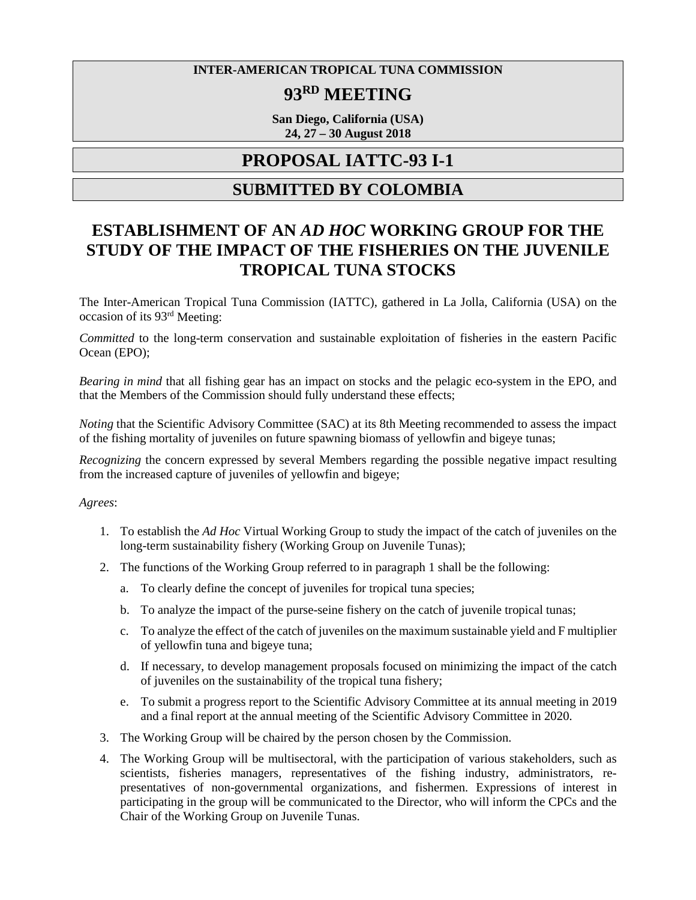**INTER-AMERICAN TROPICAL TUNA COMMISSION**

# 93RD MEETING

**San Diego, California (USA)**
**24, 27 – 30 August 2018**

# PROPOSAL IATTC-93 I-1

## SUBMITTED BY COLOMBIA

## ESTABLISHMENT OF AN *AD HOC* WORKING GROUP FOR THE STUDY OF THE IMPACT OF THE FISHERIES ON THE JUVENILE TROPICAL TUNA STOCKS

The Inter-American Tropical Tuna Commission (IATTC), gathered in La Jolla, California (USA) on the occasion of its 93rd Meeting:

*Committed* to the long-term conservation and sustainable exploitation of fisheries in the eastern Pacific Ocean (EPO);

*Bearing in mind* that all fishing gear has an impact on stocks and the pelagic eco-system in the EPO, and that the Members of the Commission should fully understand these effects;

*Noting* that the Scientific Advisory Committee (SAC) at its 8th Meeting recommended to assess the impact of the fishing mortality of juveniles on future spawning biomass of yellowfin and bigeye tunas;

*Recognizing* the concern expressed by several Members regarding the possible negative impact resulting from the increased capture of juveniles of yellowfin and bigeye;

*Agrees*:

1. To establish the *Ad Hoc* Virtual Working Group to study the impact of the catch of juveniles on the long-term sustainability fishery (Working Group on Juvenile Tunas);
2. The functions of the Working Group referred to in paragraph 1 shall be the following:
   a. To clearly define the concept of juveniles for tropical tuna species;
   b. To analyze the impact of the purse-seine fishery on the catch of juvenile tropical tunas;
   c. To analyze the effect of the catch of juveniles on the maximum sustainable yield and F multiplier of yellowfin tuna and bigeye tuna;
   d. If necessary, to develop management proposals focused on minimizing the impact of the catch of juveniles on the sustainability of the tropical tuna fishery;
   e. To submit a progress report to the Scientific Advisory Committee at its annual meeting in 2019 and a final report at the annual meeting of the Scientific Advisory Committee in 2020.
3. The Working Group will be chaired by the person chosen by the Commission.
4. The Working Group will be multisectoral, with the participation of various stakeholders, such as scientists, fisheries managers, representatives of the fishing industry, administrators, re-presentatives of non-governmental organizations, and fishermen. Expressions of interest in participating in the group will be communicated to the Director, who will inform the CPCs and the Chair of the Working Group on Juvenile Tunas.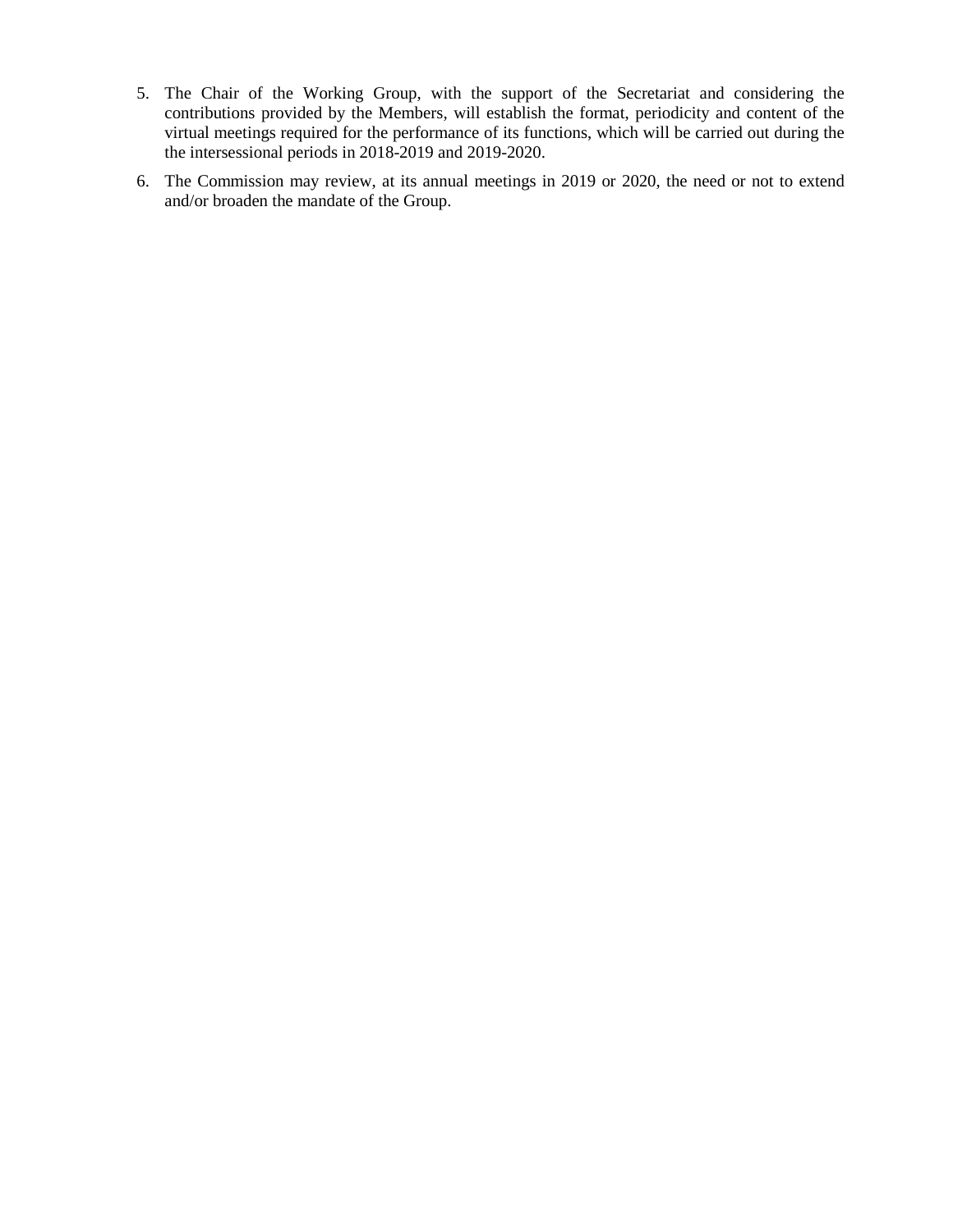5. The Chair of the Working Group, with the support of the Secretariat and considering the contributions provided by the Members, will establish the format, periodicity and content of the virtual meetings required for the performance of its functions, which will be carried out during the the intersessional periods in 2018-2019 and 2019-2020.
6. The Commission may review, at its annual meetings in 2019 or 2020, the need or not to extend and/or broaden the mandate of the Group.